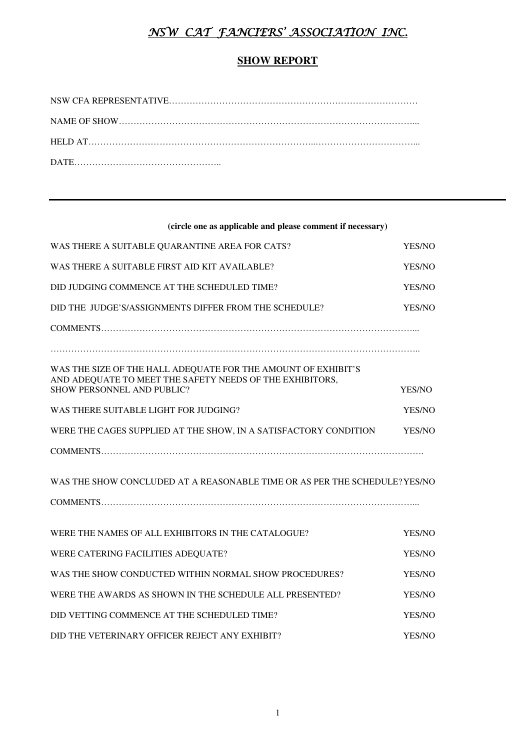# *NSW CAT FANCIERS' ASSOCIATION INC.*

## SHOW REPORT

NSW CFA REPRESENTATIVE…………………………………………………………………………

NAME OF SHOW………………………………………………………………………………………...

HELD AT………………………………………………………………..……………………………...

DATE…………………………………………..

---

**(circle one as applicable and please comment if necessary)**

WAS THERE A SUITABLE QUARANTINE AREA FOR CATS? YES/NO

WAS THERE A SUITABLE FIRST AID KIT AVAILABLE? YES/NO

DID JUDGING COMMENCE AT THE SCHEDULED TIME? YES/NO

DID THE JUDGE'S/ASSIGNMENTS DIFFER FROM THE SCHEDULE? YES/NO

COMMENTS……………………………………………………………………………………………...

………………………………………………………………………………………………………………..

WAS THE SIZE OF THE HALL ADEQUATE FOR THE AMOUNT OF EXHIBIT'S AND ADEQUATE TO MEET THE SAFETY NEEDS OF THE EXHIBITORS, SHOW PERSONNEL AND PUBLIC? YES/NO

WAS THERE SUITABLE LIGHT FOR JUDGING? YES/NO

WERE THE CAGES SUPPLIED AT THE SHOW, IN A SATISFACTORY CONDITION YES/NO

COMMENTS……………………………………………………………………………………………….

WAS THE SHOW CONCLUDED AT A REASONABLE TIME OR AS PER THE SCHEDULE? YES/NO

COMMENTS……………………………………………………………………………………………...

WERE THE NAMES OF ALL EXHIBITORS IN THE CATALOGUE? YES/NO

WERE CATERING FACILITIES ADEQUATE? YES/NO

WAS THE SHOW CONDUCTED WITHIN NORMAL SHOW PROCEDURES? YES/NO

WERE THE AWARDS AS SHOWN IN THE SCHEDULE ALL PRESENTED? YES/NO

DID VETTING COMMENCE AT THE SCHEDULED TIME? YES/NO

DID THE VETERINARY OFFICER REJECT ANY EXHIBIT? YES/NO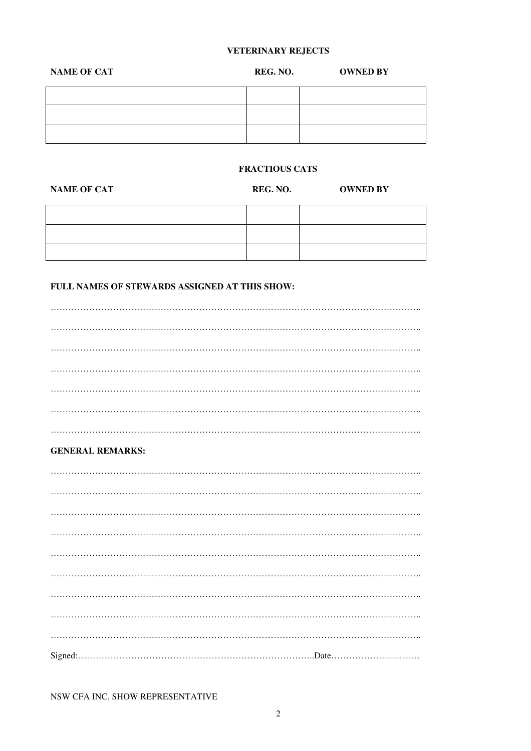## VETERINARY REJECTS

| NAME OF CAT | REG. NO. | OWNED BY |
|---|---|---|
| | | |
| | | |
| | | |

## FRACTIOUS CATS

| NAME OF CAT | REG. NO. | OWNED BY |
|---|---|---|
| | | |
| | | |
| | | |

**FULL NAMES OF STEWARDS ASSIGNED AT THIS SHOW:**

…………………………………………………………………………………………………………..

…………………………………………………………………………………………………………..

…………………………………………………………………………………………………………..

…………………………………………………………………………………………………………..

…………………………………………………………………………………………………………..

…………………………………………………………………………………………………………..

…………………………………………………………………………………………………………..

**GENERAL REMARKS:**

…………………………………………………………………………………………………………..

…………………………………………………………………………………………………………..

…………………………………………………………………………………………………………..

…………………………………………………………………………………………………………..

…………………………………………………………………………………………………………..

…………………………………………………………………………………………………………..

…………………………………………………………………………………………………………..

…………………………………………………………………………………………………………..

…………………………………………………………………………………………………………..

Signed:………………………………………………………………………..Date…………………………

NSW CFA INC. SHOW REPRESENTATIVE